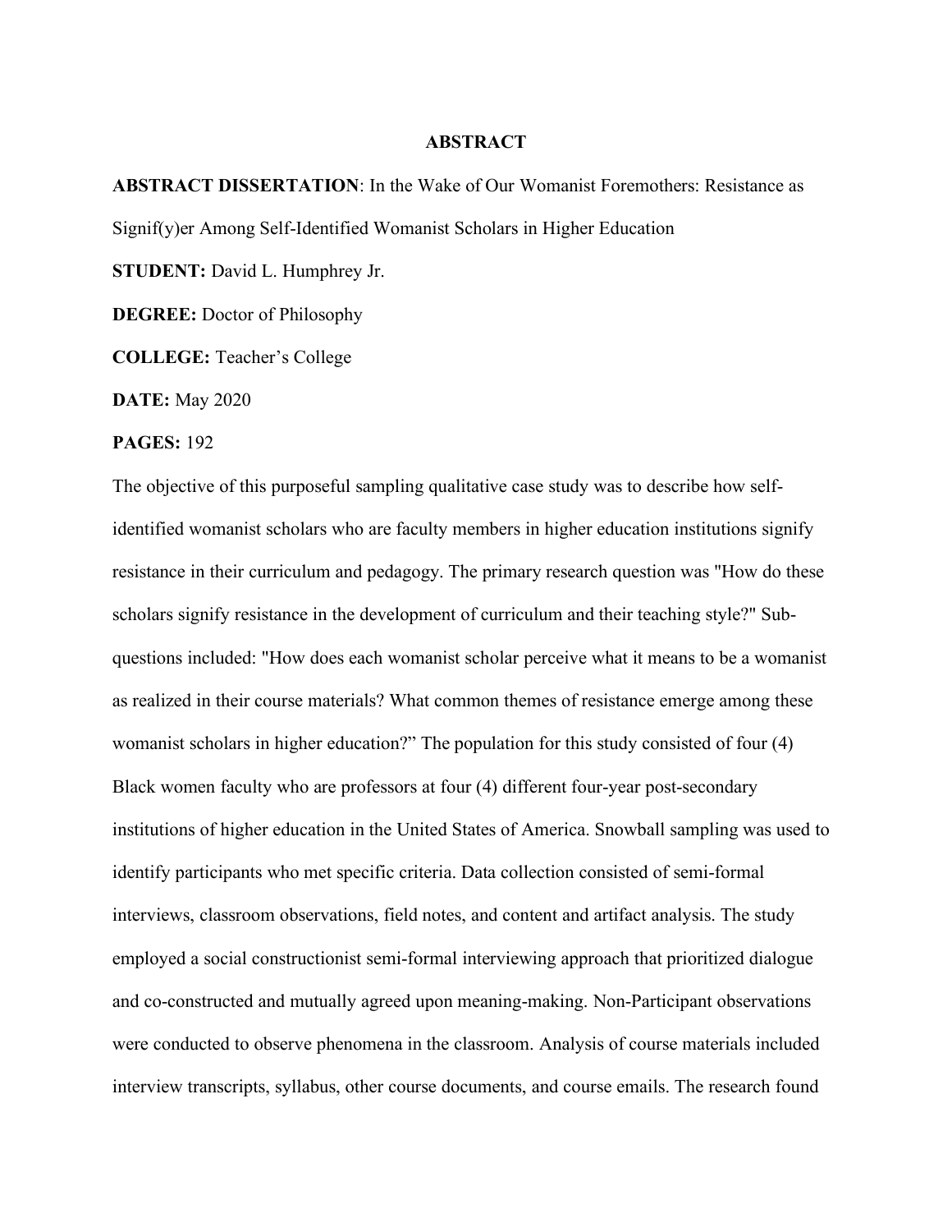# ABSTRACT

**ABSTRACT DISSERTATION**: In the Wake of Our Womanist Foremothers: Resistance as Signif(y)er Among Self-Identified Womanist Scholars in Higher Education

**STUDENT:** David L. Humphrey Jr.

**DEGREE:** Doctor of Philosophy

**COLLEGE:** Teacher's College

**DATE:** May 2020

**PAGES:** 192

The objective of this purposeful sampling qualitative case study was to describe how self-identified womanist scholars who are faculty members in higher education institutions signify resistance in their curriculum and pedagogy. The primary research question was "How do these scholars signify resistance in the development of curriculum and their teaching style?" Sub-questions included: "How does each womanist scholar perceive what it means to be a womanist as realized in their course materials? What common themes of resistance emerge among these womanist scholars in higher education?" The population for this study consisted of four (4) Black women faculty who are professors at four (4) different four-year post-secondary institutions of higher education in the United States of America. Snowball sampling was used to identify participants who met specific criteria. Data collection consisted of semi-formal interviews, classroom observations, field notes, and content and artifact analysis. The study employed a social constructionist semi-formal interviewing approach that prioritized dialogue and co-constructed and mutually agreed upon meaning-making. Non-Participant observations were conducted to observe phenomena in the classroom. Analysis of course materials included interview transcripts, syllabus, other course documents, and course emails. The research found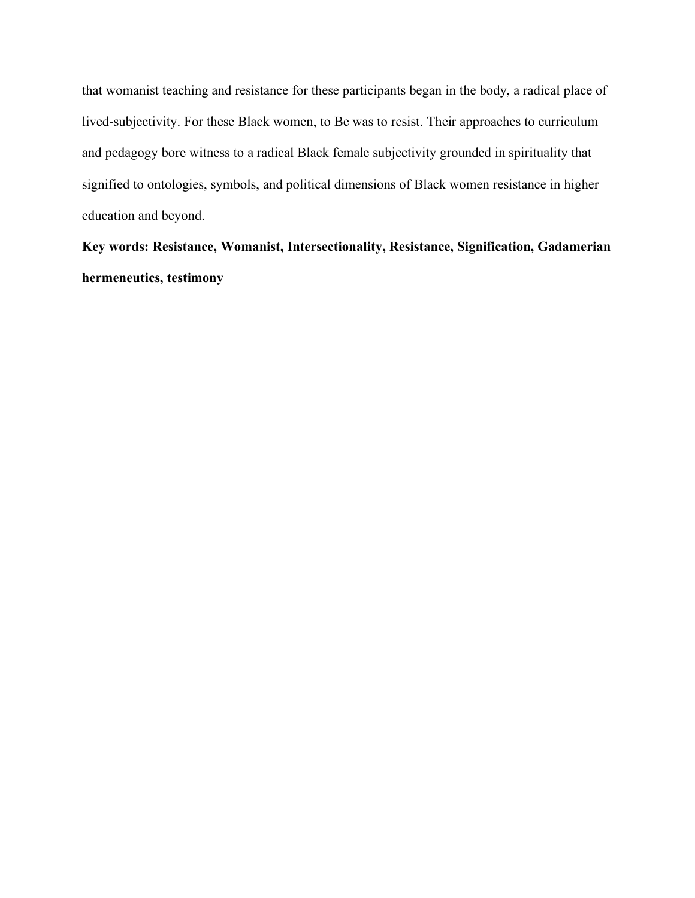that womanist teaching and resistance for these participants began in the body, a radical place of lived-subjectivity. For these Black women, to Be was to resist. Their approaches to curriculum and pedagogy bore witness to a radical Black female subjectivity grounded in spirituality that signified to ontologies, symbols, and political dimensions of Black women resistance in higher education and beyond.

**Key words: Resistance, Womanist, Intersectionality, Resistance, Signification, Gadamerian hermeneutics, testimony**